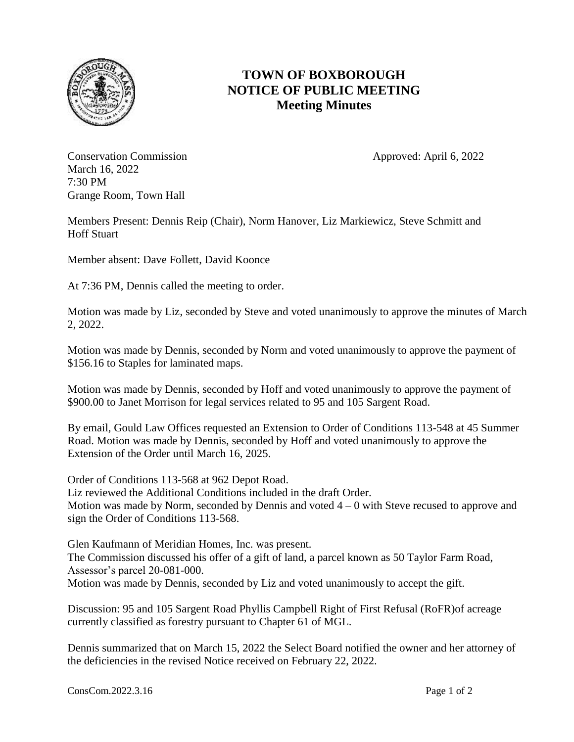# TOWN OF BOXBOROUGH
## NOTICE OF PUBLIC MEETING
### Meeting Minutes

Conservation Commission  
March 16, 2022  
7:30 PM  
Grange Room, Town Hall

Approved: April 6, 2022

Members Present: Dennis Reip (Chair), Norm Hanover, Liz Markiewicz, Steve Schmitt and Hoff Stuart

Member absent: Dave Follett, David Koonce

At 7:36 PM, Dennis called the meeting to order.

Motion was made by Liz, seconded by Steve and voted unanimously to approve the minutes of March 2, 2022.

Motion was made by Dennis, seconded by Norm and voted unanimously to approve the payment of $156.16 to Staples for laminated maps.

Motion was made by Dennis, seconded by Hoff and voted unanimously to approve the payment of $900.00 to Janet Morrison for legal services related to 95 and 105 Sargent Road.

By email, Gould Law Offices requested an Extension to Order of Conditions 113-548 at 45 Summer Road. Motion was made by Dennis, seconded by Hoff and voted unanimously to approve the Extension of the Order until March 16, 2025.

Order of Conditions 113-568 at 962 Depot Road.  
Liz reviewed the Additional Conditions included in the draft Order.  
Motion was made by Norm, seconded by Dennis and voted 4 – 0 with Steve recused to approve and sign the Order of Conditions 113-568.

Glen Kaufmann of Meridian Homes, Inc. was present.  
The Commission discussed his offer of a gift of land, a parcel known as 50 Taylor Farm Road, Assessor's parcel 20-081-000.  
Motion was made by Dennis, seconded by Liz and voted unanimously to accept the gift.

Discussion: 95 and 105 Sargent Road Phyllis Campbell Right of First Refusal (RoFR)of acreage currently classified as forestry pursuant to Chapter 61 of MGL.

Dennis summarized that on March 15, 2022 the Select Board notified the owner and her attorney of the deficiencies in the revised Notice received on February 22, 2022.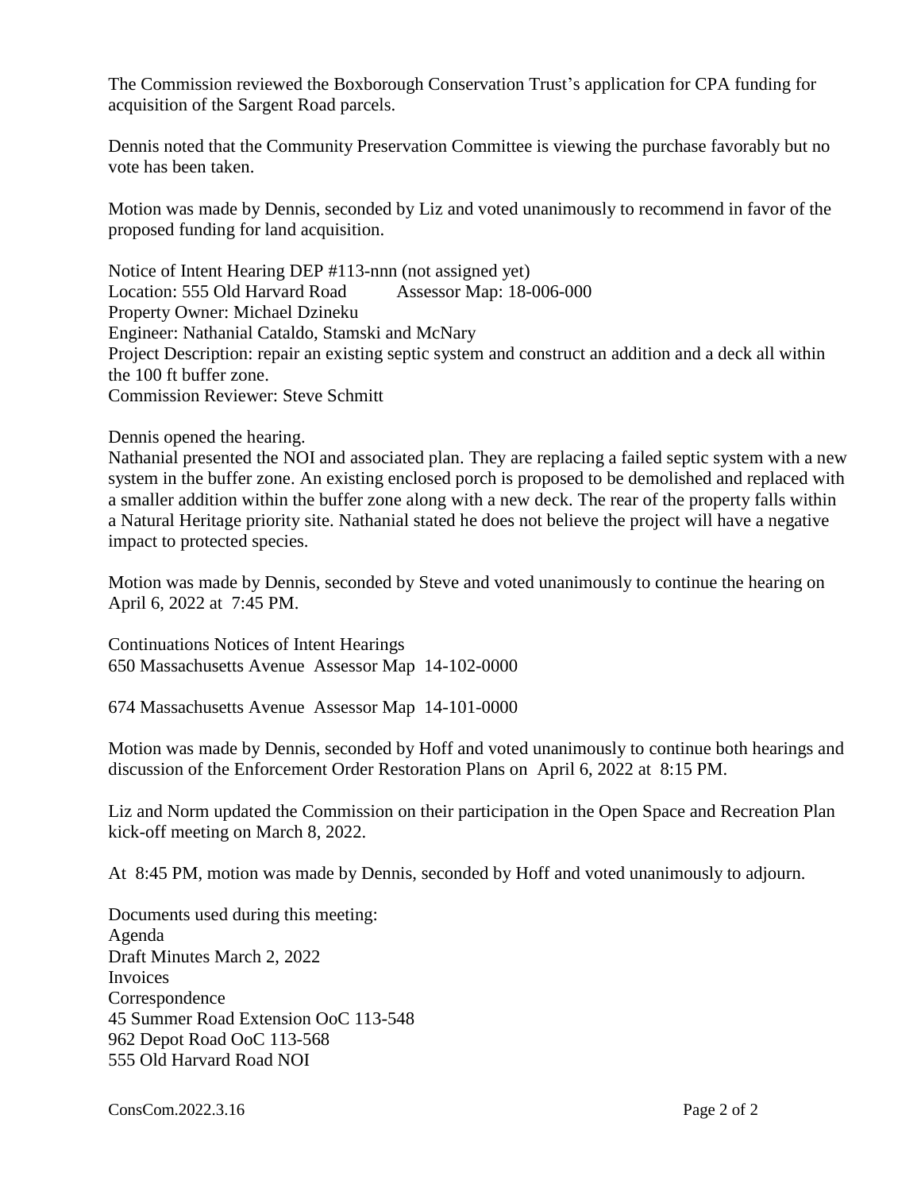The Commission reviewed the Boxborough Conservation Trust's application for CPA funding for acquisition of the Sargent Road parcels.

Dennis noted that the Community Preservation Committee is viewing the purchase favorably but no vote has been taken.

Motion was made by Dennis, seconded by Liz and voted unanimously to recommend in favor of the proposed funding for land acquisition.

Notice of Intent Hearing DEP #113-nnn (not assigned yet)
Location: 555 Old Harvard Road Assessor Map: 18-006-000
Property Owner: Michael Dzineku
Engineer: Nathanial Cataldo, Stamski and McNary
Project Description: repair an existing septic system and construct an addition and a deck all within the 100 ft buffer zone.
Commission Reviewer: Steve Schmitt

Dennis opened the hearing.
Nathanial presented the NOI and associated plan. They are replacing a failed septic system with a new system in the buffer zone. An existing enclosed porch is proposed to be demolished and replaced with a smaller addition within the buffer zone along with a new deck. The rear of the property falls within a Natural Heritage priority site. Nathanial stated he does not believe the project will have a negative impact to protected species.

Motion was made by Dennis, seconded by Steve and voted unanimously to continue the hearing on April 6, 2022 at 7:45 PM.

Continuations Notices of Intent Hearings
650 Massachusetts Avenue Assessor Map 14-102-0000

674 Massachusetts Avenue Assessor Map 14-101-0000

Motion was made by Dennis, seconded by Hoff and voted unanimously to continue both hearings and discussion of the Enforcement Order Restoration Plans on April 6, 2022 at 8:15 PM.

Liz and Norm updated the Commission on their participation in the Open Space and Recreation Plan kick-off meeting on March 8, 2022.

At 8:45 PM, motion was made by Dennis, seconded by Hoff and voted unanimously to adjourn.

Documents used during this meeting:
Agenda
Draft Minutes March 2, 2022
Invoices
Correspondence
45 Summer Road Extension OoC 113-548
962 Depot Road OoC 113-568
555 Old Harvard Road NOI